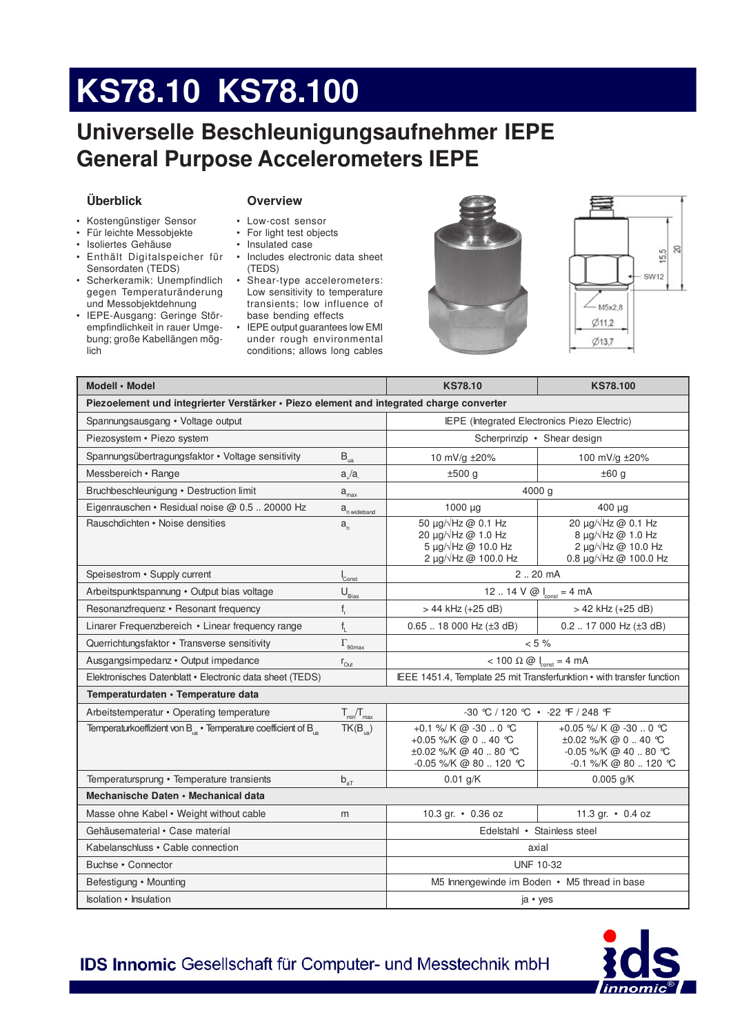# KS78.10 KS78.100

## Universelle Beschleunigungsaufnehmer IEPE
## General Purpose Accelerometers IEPE

### Überblick

- Kostengünstiger Sensor
- Für leichte Messobjekte
- Isoliertes Gehäuse
- Enthält Digitalspeicher für Sensordaten (TEDS)
- Scherkeramik: Unempfindlich gegen Temperaturänderung und Messobjektdehnung
- IEPE-Ausgang: Geringe Störempfindlichkeit in rauer Umgebung; große Kabellängen möglich

### Overview

- Low-cost sensor
- For light test objects
- Insulated case
- Includes electronic data sheet (TEDS)
- Shear-type accelerometers: Low sensitivity to temperature transients; low influence of base bending effects
- IEPE output guarantees low EMI under rough environmental conditions; allows long cables

| Modell • Model | | KS78.10 | KS78.100 |
|---|---|---|---|
| **Piezoelement und integrierter Verstärker • Piezo element and integrated charge converter** | | | |
| Spannungsausgang • Voltage output | | IEPE (Integrated Electronics Piezo Electric) | |
| Piezosystem • Piezo system | | Scherprinzip • Shear design | |
| Spannungsübertragungsfaktor • Voltage sensitivity | $B_{ua}$ | 10 mV/g ±20% | 100 mV/g ±20% |
| Messbereich • Range | $a_+/a_-$ | ±500 g | ±60 g |
| Bruchbeschleunigung • Destruction limit | $a_{max}$ | 4000 g | |
| Eigenrauschen • Residual noise @ 0.5 .. 20000 Hz | $a_{n\ wideband}$ | 1000 µg | 400 µg |
| Rauschdichten • Noise densities | $a_n$ | 50 µg/√Hz @ 0.1 Hz<br>20 µg/√Hz @ 1.0 Hz<br>5 µg/√Hz @ 10.0 Hz<br>2 µg/√Hz @ 100.0 Hz | 20 µg/√Hz @ 0.1 Hz<br>8 µg/√Hz @ 1.0 Hz<br>2 µg/√Hz @ 10.0 Hz<br>0.8 µg/√Hz @ 100.0 Hz |
| Speisestrom • Supply current | $I_{Const}$ | 2 .. 20 mA | |
| Arbeitspunktspannung • Output bias voltage | $U_{Bias}$ | 12 .. 14 V @ $I_{const}$ = 4 mA | |
| Resonanzfrequenz • Resonant frequency | $f_r$ | > 44 kHz (+25 dB) | > 42 kHz (+25 dB) |
| Linarer Frequenzbereich • Linear frequency range | $f_L$ | 0.65 .. 18 000 Hz (±3 dB) | 0.2 .. 17 000 Hz (±3 dB) |
| Querrichtungsfaktor • Transverse sensitivity | $\Gamma_{90max}$ | < 5 % | |
| Ausgangsimpedanz • Output impedance | $r_{Out}$ | < 100 Ω @ $I_{const}$ = 4 mA | |
| Elektronisches Datenblatt • Electronic data sheet (TEDS) | | IEEE 1451.4, Template 25 mit Transferfunktion • with transfer function | |
| **Temperaturdaten • Temperature data** | | | |
| Arbeitstemperatur • Operating temperature | $T_{min}/T_{max}$ | -30 °C / 120 °C • -22 °F / 248 °F | |
| Temperaturkoeffizient von $B_{ua}$ • Temperature coefficient of $B_{ua}$ | $TK(B_{ua})$ | +0.1 %/ K @ -30 .. 0 °C<br>+0.05 %/K @ 0 .. 40 °C<br>±0.02 %/K @ 40 .. 80 °C<br>-0.05 %/K @ 80 .. 120 °C | +0.05 %/ K @ -30 .. 0 °C<br>±0.02 %/K @ 0 .. 40 °C<br>-0.05 %/K @ 40 .. 80 °C<br>-0.1 %/K @ 80 .. 120 °C |
| Temperatursprung • Temperature transients | $b_{aT}$ | 0.01 g/K | 0.005 g/K |
| **Mechanische Daten • Mechanical data** | | | |
| Masse ohne Kabel • Weight without cable | m | 10.3 gr. • 0.36 oz | 11.3 gr. • 0.4 oz |
| Gehäusematerial • Case material | | Edelstahl • Stainless steel | |
| Kabelanschluss • Cable connection | | axial | |
| Buchse • Connector | | UNF 10-32 | |
| Befestigung • Mounting | | M5 Innengewinde im Boden • M5 thread in base | |
| Isolation • Insulation | | ja • yes | |

**IDS Innomic** Gesellschaft für Computer- und Messtechnik mbH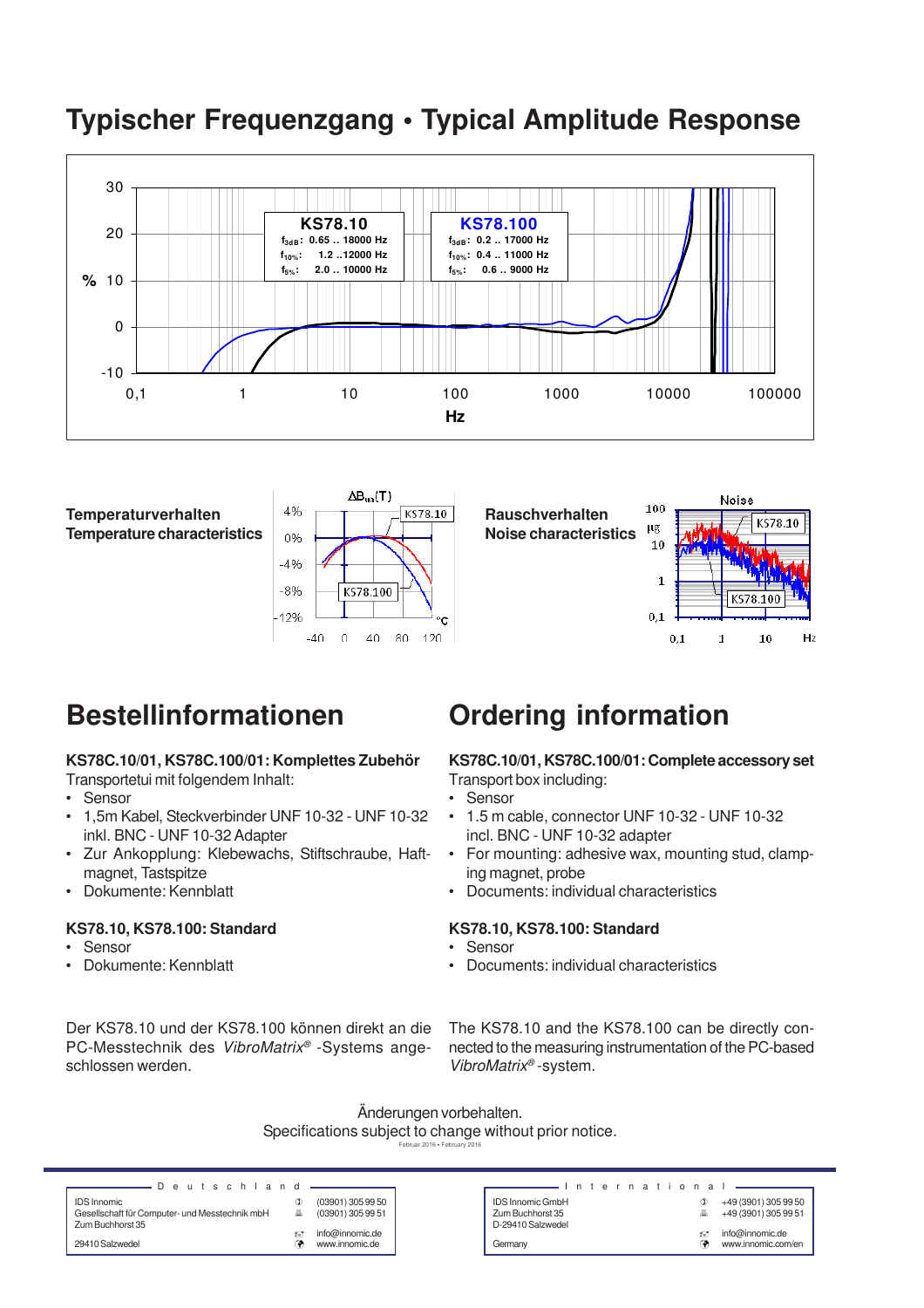# Typischer Frequenzgang • Typical Amplitude Response

30
20
% 10
0
-10
0,1
1
10
100
1000
10000
100000
Hz

**KS78.10**
$f_{3dB}$: 0.65 .. 18000 Hz
$f_{10\%}$: 1.2 ..12000 Hz
$f_{5\%}$: 2.0 .. 10000 Hz

**KS78.100**
$f_{3dB}$: 0.2 .. 17000 Hz
$f_{10\%}$: 0.4 .. 11000 Hz
$f_{5\%}$: 0.6 .. 9000 Hz

**Temperaturverhalten**
**Temperature characteristics**

$\Delta B_{in}(T)$
4%
0%
-4%
-8%
-12%
KS78.10
KS78.100
°C
-40 0 40 80 120

**Rauschverhalten**
**Noise characteristics**

Noise
100
µg
10
1
0,1
KS78.10
KS78.100
0.1 1 10 Hz

## Bestellinformationen

**KS78C.10/01, KS78C.100/01: Komplettes Zubehör**
Transportetui mit folgendem Inhalt:

- Sensor
- 1,5m Kabel, Steckverbinder UNF 10-32 - UNF 10-32 inkl. BNC - UNF 10-32 Adapter
- Zur Ankopplung: Klebewachs, Stiftschraube, Haftmagnet, Tastspitze
- Dokumente: Kennblatt

**KS78.10, KS78.100: Standard**

- Sensor
- Dokumente: Kennblatt

Der KS78.10 und der KS78.100 können direkt an die PC-Messtechnik des *VibroMatrix®* -Systems angeschlossen werden.

## Ordering information

**KS78C.10/01, KS78C.100/01: Complete accessory set**
Transport box including:

- Sensor
- 1.5 m cable, connector UNF 10-32 - UNF 10-32 incl. BNC - UNF 10-32 adapter
- For mounting: adhesive wax, mounting stud, clamping magnet, probe
- Documents: individual characteristics

**KS78.10, KS78.100: Standard**

- Sensor
- Documents: individual characteristics

The KS78.10 and the KS78.100 can be directly connected to the measuring instrumentation of the PC-based *VibroMatrix®* -system.

Änderungen vorbehalten.
Specifications subject to change without prior notice.
Februar 2016 • February 2016

**Deutschland**

IDS Innomic
Gesellschaft für Computer- und Messtechnik mbH
Zum Buchhorst 35
29410 Salzwedel

(03901) 305 99 50
(03901) 305 99 51
info@innomic.de
www.innomic.de

**International**

IDS Innomic GmbH
Zum Buchhorst 35
D-29410 Salzwedel
Germany

+49 (3901) 305 99 50
+49 (3901) 305 99 51
info@innomic.de
www.innomic.com/en